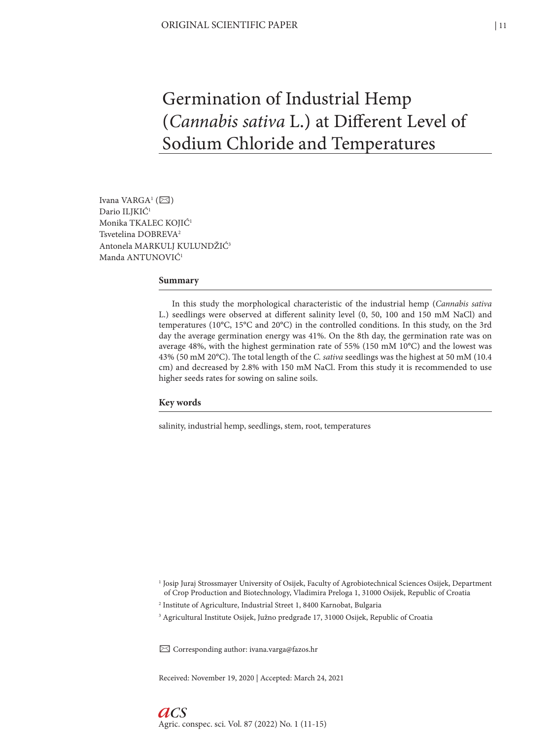# Germination of Industrial Hemp (*Cannabis sativa* L.) at Different Level of Sodium Chloride and Temperatures

Ivana VARGA[1] (✉)
Dario ILJKIĆ[1]
Monika TKALEC KOJIĆ[1]
Tsvetelina DOBREVA[2]
Antonela MARKULJ KULUNDŽIĆ[3]
Manda ANTUNOVIĆ[1]

## Summary

In this study the morphological characteristic of the industrial hemp (*Cannabis sativa* L.) seedlings were observed at different salinity level (0, 50, 100 and 150 mM NaCl) and temperatures (10°C, 15°C and 20°C) in the controlled conditions. In this study, on the 3rd day the average germination energy was 41%. On the 8th day, the germination rate was on average 48%, with the highest germination rate of 55% (150 mM 10°C) and the lowest was 43% (50 mM 20°C). The total length of the *C. sativa* seedlings was the highest at 50 mM (10.4 cm) and decreased by 2.8% with 150 mM NaCl. From this study it is recommended to use higher seeds rates for sowing on saline soils.

## Key words

salinity, industrial hemp, seedlings, stem, root, temperatures

[1] Josip Juraj Strossmayer University of Osijek, Faculty of Agrobiotechnical Sciences Osijek, Department of Crop Production and Biotechnology, Vladimira Preloga 1, 31000 Osijek, Republic of Croatia

[2] Institute of Agriculture, Industrial Street 1, 8400 Karnobat, Bulgaria

[3] Agricultural Institute Osijek, Južno predgrađe 17, 31000 Osijek, Republic of Croatia

✉ Corresponding author: ivana.varga@fazos.hr

Received: November 19, 2020 | Accepted: March 24, 2021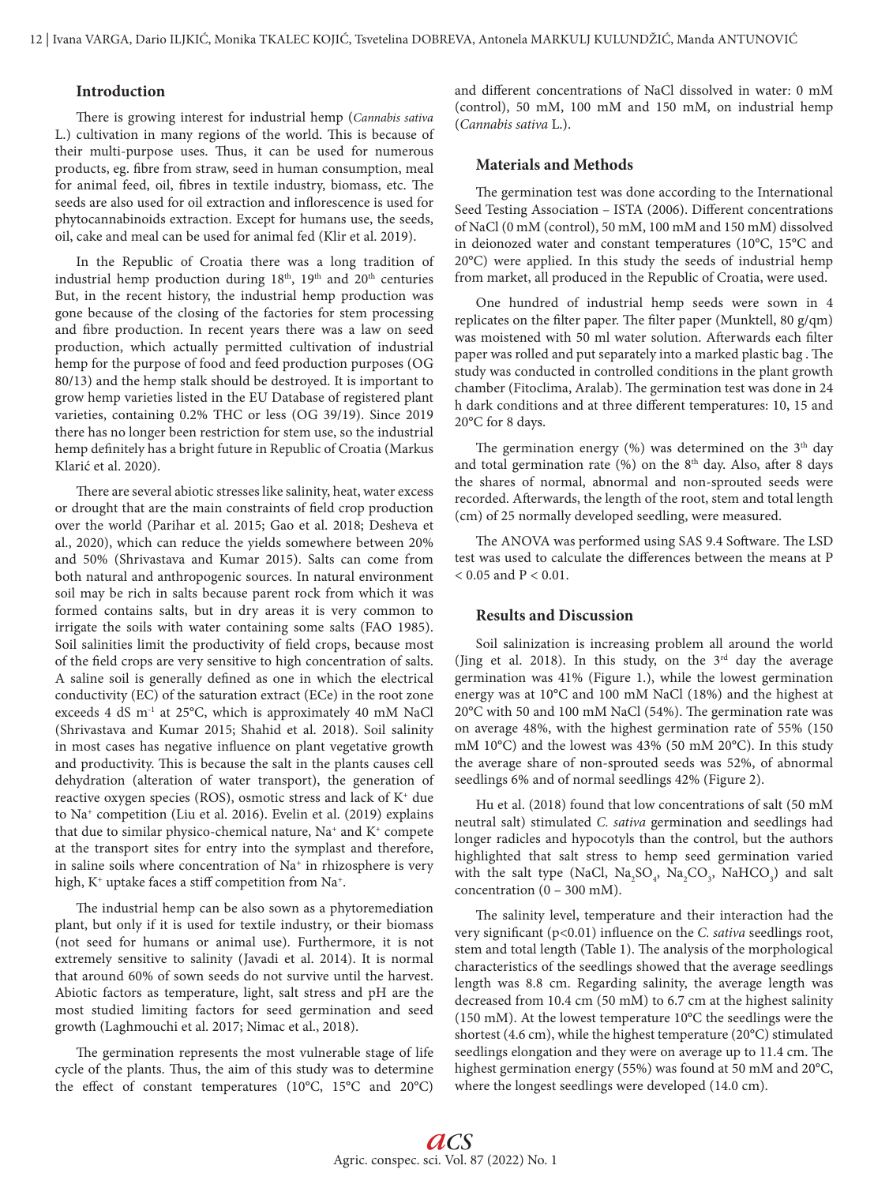## Introduction

There is growing interest for industrial hemp (*Cannabis sativa* L.) cultivation in many regions of the world. This is because of their multi-purpose uses. Thus, it can be used for numerous products, eg. fibre from straw, seed in human consumption, meal for animal feed, oil, fibres in textile industry, biomass, etc. The seeds are also used for oil extraction and inflorescence is used for phytocannabinoids extraction. Except for humans use, the seeds, oil, cake and meal can be used for animal fed (Klir et al. 2019).

In the Republic of Croatia there was a long tradition of industrial hemp production during 18th, 19th and 20th centuries But, in the recent history, the industrial hemp production was gone because of the closing of the factories for stem processing and fibre production. In recent years there was a law on seed production, which actually permitted cultivation of industrial hemp for the purpose of food and feed production purposes (OG 80/13) and the hemp stalk should be destroyed. It is important to grow hemp varieties listed in the EU Database of registered plant varieties, containing 0.2% THC or less (OG 39/19). Since 2019 there has no longer been restriction for stem use, so the industrial hemp definitely has a bright future in Republic of Croatia (Markus Klarić et al. 2020).

There are several abiotic stresses like salinity, heat, water excess or drought that are the main constraints of field crop production over the world (Parihar et al. 2015; Gao et al. 2018; Desheva et al., 2020), which can reduce the yields somewhere between 20% and 50% (Shrivastava and Kumar 2015). Salts can come from both natural and anthropogenic sources. In natural environment soil may be rich in salts because parent rock from which it was formed contains salts, but in dry areas it is very common to irrigate the soils with water containing some salts (FAO 1985). Soil salinities limit the productivity of field crops, because most of the field crops are very sensitive to high concentration of salts. A saline soil is generally defined as one in which the electrical conductivity (EC) of the saturation extract (ECe) in the root zone exceeds 4 dS $m^{-1}$ at 25°C, which is approximately 40 mM NaCl (Shrivastava and Kumar 2015; Shahid et al. 2018). Soil salinity in most cases has negative influence on plant vegetative growth and productivity. This is because the salt in the plants causes cell dehydration (alteration of water transport), the generation of reactive oxygen species (ROS), osmotic stress and lack of $K^+$ due to $Na^+$ competition (Liu et al. 2016). Evelin et al. (2019) explains that due to similar physico-chemical nature, $Na^+$ and $K^+$ compete at the transport sites for entry into the symplast and therefore, in saline soils where concentration of $Na^+$ in rhizosphere is very high, $K^+$ uptake faces a stiff competition from $Na^+$.

The industrial hemp can be also sown as a phytoremediation plant, but only if it is used for textile industry, or their biomass (not seed for humans or animal use). Furthermore, it is not extremely sensitive to salinity (Javadi et al. 2014). It is normal that around 60% of sown seeds do not survive until the harvest. Abiotic factors as temperature, light, salt stress and pH are the most studied limiting factors for seed germination and seed growth (Laghmouchi et al. 2017; Nimac et al., 2018).

The germination represents the most vulnerable stage of life cycle of the plants. Thus, the aim of this study was to determine the effect of constant temperatures (10°C, 15°C and 20°C) and different concentrations of NaCl dissolved in water: 0 mM (control), 50 mM, 100 mM and 150 mM, on industrial hemp (*Cannabis sativa* L.).

## Materials and Methods

The germination test was done according to the International Seed Testing Association – ISTA (2006). Different concentrations of NaCl (0 mM (control), 50 mM, 100 mM and 150 mM) dissolved in deionozed water and constant temperatures (10°C, 15°C and 20°C) were applied. In this study the seeds of industrial hemp from market, all produced in the Republic of Croatia, were used.

One hundred of industrial hemp seeds were sown in 4 replicates on the filter paper. The filter paper (Munktell, 80 g/qm) was moistened with 50 ml water solution. Afterwards each filter paper was rolled and put separately into a marked plastic bag . The study was conducted in controlled conditions in the plant growth chamber (Fitoclima, Aralab). The germination test was done in 24 h dark conditions and at three different temperatures: 10, 15 and 20°C for 8 days.

The germination energy (%) was determined on the 3rd day and total germination rate (%) on the 8th day. Also, after 8 days the shares of normal, abnormal and non-sprouted seeds were recorded. Afterwards, the length of the root, stem and total length (cm) of 25 normally developed seedling, were measured.

The ANOVA was performed using SAS 9.4 Software. The LSD test was used to calculate the differences between the means at $P < 0.05$ and $P < 0.01$.

## Results and Discussion

Soil salinization is increasing problem all around the world (Jing et al. 2018). In this study, on the 3rd day the average germination was 41% (Figure 1.), while the lowest germination energy was at 10°C and 100 mM NaCl (18%) and the highest at 20°C with 50 and 100 mM NaCl (54%). The germination rate was on average 48%, with the highest germination rate of 55% (150 mM 10°C) and the lowest was 43% (50 mM 20°C). In this study the average share of non-sprouted seeds was 52%, of abnormal seedlings 6% and of normal seedlings 42% (Figure 2).

Hu et al. (2018) found that low concentrations of salt (50 mM neutral salt) stimulated *C. sativa* germination and seedlings had longer radicles and hypocotyls than the control, but the authors highlighted that salt stress to hemp seed germination varied with the salt type (NaCl, $Na_2SO_4$, $Na_2CO_3$, $NaHCO_3$) and salt concentration (0 – 300 mM).

The salinity level, temperature and their interaction had the very significant ($p<0.01$) influence on the *C. sativa* seedlings root, stem and total length (Table 1). The analysis of the morphological characteristics of the seedlings showed that the average seedlings length was 8.8 cm. Regarding salinity, the average length was decreased from 10.4 cm (50 mM) to 6.7 cm at the highest salinity (150 mM). At the lowest temperature 10°C the seedlings were the shortest (4.6 cm), while the highest temperature (20°C) stimulated seedlings elongation and they were on average up to 11.4 cm. The highest germination energy (55%) was found at 50 mM and 20°C, where the longest seedlings were developed (14.0 cm).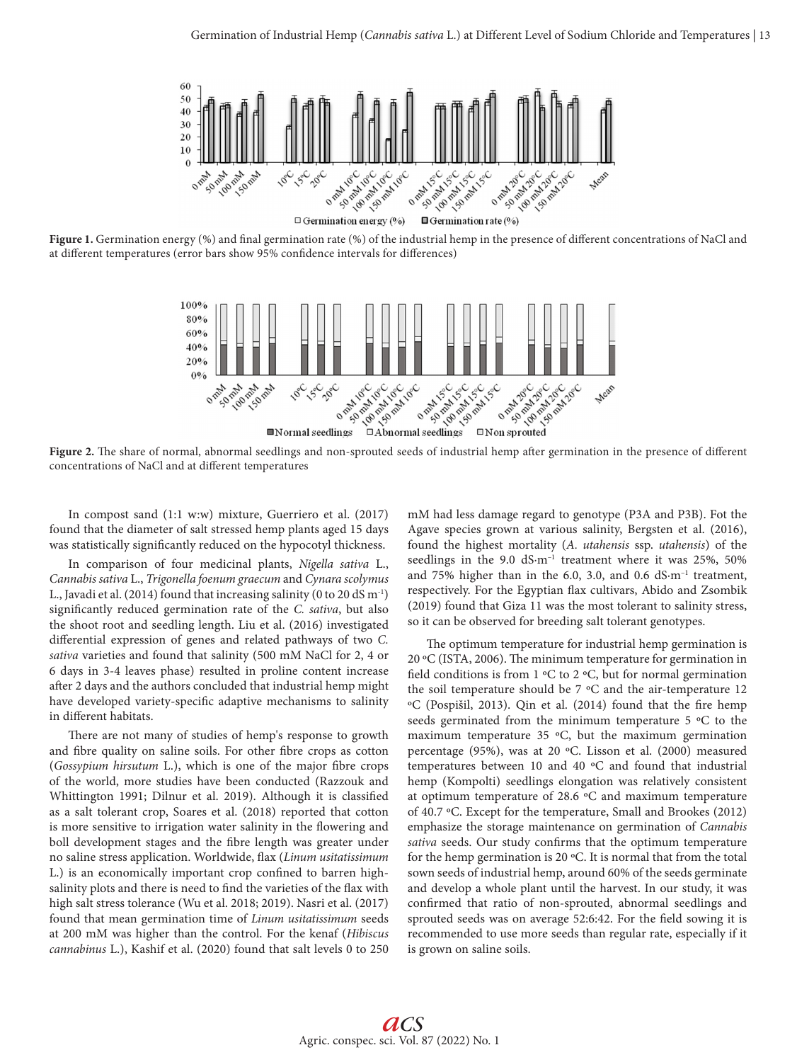60
50
40
30
20
10
0

0 mM, 50 mM, 100 mM, 150 mM, 10°C, 15°C, 20°C, 0 mM 10°C, 50 mM 10°C, 100 mM 10°C, 150 mM 10°C, 0 mM 15°C, 50 mM 15°C, 100 mM 15°C, 150 mM 15°C, 0 mM 20°C, 50 mM 20°C, 100 mM 20°C, 150 mM 20°C, Mean

□ Germination energy (%) ■ Germination rate (%)

**Figure 1.** Germination energy (%) and final germination rate (%) of the industrial hemp in the presence of different concentrations of NaCl and at different temperatures (error bars show 95% confidence intervals for differences)

100%
80%
60%
40%
20%
0%

0 mM, 50 mM, 100 mM, 150 mM, 10°C, 15°C, 20°C, 0 mM 10°C, 50 mM 10°C, 100 mM 10°C, 150 mM 10°C, 0 mM 15°C, 50 mM 15°C, 100 mM 15°C, 150 mM 15°C, 0 mM 20°C, 50 mM 20°C, 100 mM 20°C, 150 mM 20°C, Mean

■ Normal seedlings □ Abnormal seedlings □ Non sprouted

**Figure 2.** The share of normal, abnormal seedlings and non-sprouted seeds of industrial hemp after germination in the presence of different concentrations of NaCl and at different temperatures

In compost sand (1:1 w:w) mixture, Guerriero et al. (2017) found that the diameter of salt stressed hemp plants aged 15 days was statistically significantly reduced on the hypocotyl thickness.

In comparison of four medicinal plants, *Nigella sativa* L., *Cannabis sativa* L., *Trigonella foenum graecum* and *Cynara scolymus* L., Javadi et al. (2014) found that increasing salinity (0 to 20 dS $m^{-1}$) significantly reduced germination rate of the *C. sativa*, but also the shoot root and seedling length. Liu et al. (2016) investigated differential expression of genes and related pathways of two *C. sativa* varieties and found that salinity (500 mM NaCl for 2, 4 or 6 days in 3-4 leaves phase) resulted in proline content increase after 2 days and the authors concluded that industrial hemp might have developed variety-specific adaptive mechanisms to salinity in different habitats.

There are not many of studies of hemp's response to growth and fibre quality on saline soils. For other fibre crops as cotton (*Gossypium hirsutum* L.), which is one of the major fibre crops of the world, more studies have been conducted (Razzouk and Whittington 1991; Dilnur et al. 2019). Although it is classified as a salt tolerant crop, Soares et al. (2018) reported that cotton is more sensitive to irrigation water salinity in the flowering and boll development stages and the fibre length was greater under no saline stress application. Worldwide, flax (*Linum usitatissimum* L.) is an economically important crop confined to barren high-salinity plots and there is need to find the varieties of the flax with high salt stress tolerance (Wu et al. 2018; 2019). Nasri et al. (2017) found that mean germination time of *Linum usitatissimum* seeds at 200 mM was higher than the control. For the kenaf (*Hibiscus cannabinus* L.), Kashif et al. (2020) found that salt levels 0 to 250 mM had less damage regard to genotype (P3A and P3B). Fot the Agave species grown at various salinity, Bergsten et al. (2016), found the highest mortality (*A. utahensis* ssp. *utahensis*) of the seedlings in the 9.0 dS·$m^{-1}$ treatment where it was 25%, 50% and 75% higher than in the 6.0, 3.0, and 0.6 dS·$m^{-1}$ treatment, respectively. For the Egyptian flax cultivars, Abido and Zsombik (2019) found that Giza 11 was the most tolerant to salinity stress, so it can be observed for breeding salt tolerant genotypes.

The optimum temperature for industrial hemp germination is 20 °C (ISTA, 2006). The minimum temperature for germination in field conditions is from 1 °C to 2 °C, but for normal germination the soil temperature should be 7 °C and the air-temperature 12 °C (Pospišil, 2013). Qin et al. (2014) found that the fire hemp seeds germinated from the minimum temperature 5 °C to the maximum temperature 35 °C, but the maximum germination percentage (95%), was at 20 °C. Lisson et al. (2000) measured temperatures between 10 and 40 °C and found that industrial hemp (Kompolti) seedlings elongation was relatively consistent at optimum temperature of 28.6 °C and maximum temperature of 40.7 °C. Except for the temperature, Small and Brookes (2012) emphasize the storage maintenance on germination of *Cannabis sativa* seeds. Our study confirms that the optimum temperature for the hemp germination is 20 °C. It is normal that from the total sown seeds of industrial hemp, around 60% of the seeds germinate and develop a whole plant until the harvest. In our study, it was confirmed that ratio of non-sprouted, abnormal seedlings and sprouted seeds was on average 52:6:42. For the field sowing it is recommended to use more seeds than regular rate, especially if it is grown on saline soils.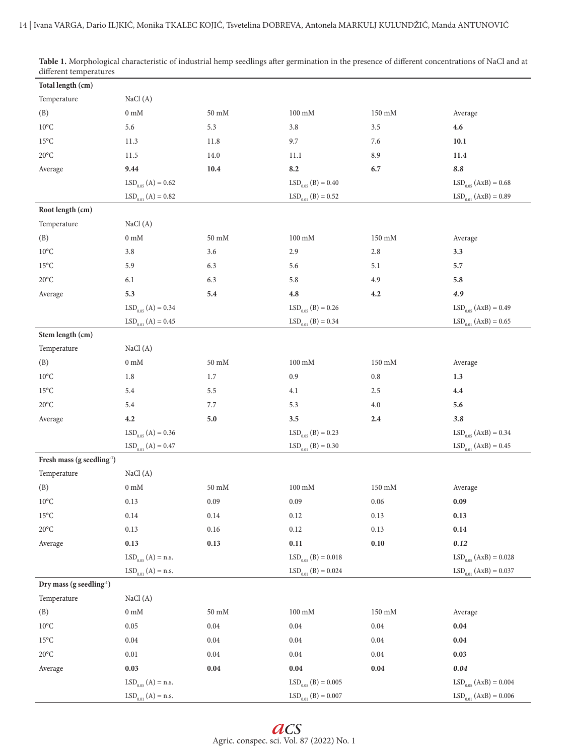**Table 1.** Morphological characteristic of industrial hemp seedlings after germination in the presence of different concentrations of NaCl and at different temperatures

| **Total length (cm)** | | | | | |
|---|---|---|---|---|---|
| Temperature | NaCl (A) | | | | |
| (B) | 0 mM | 50 mM | 100 mM | 150 mM | Average |
| 10°C | 5.6 | 5.3 | 3.8 | 3.5 | **4.6** |
| 15°C | 11.3 | 11.8 | 9.7 | 7.6 | **10.1** |
| 20°C | 11.5 | 14.0 | 11.1 | 8.9 | **11.4** |
| Average | **9.44** | **10.4** | **8.2** | **6.7** | ***8.8*** |
| | $LSD_{0.05}$ (A) = 0.62 | | $LSD_{0.05}$ (B) = 0.40 | | $LSD_{0.05}$ (AxB) = 0.68 |
| | $LSD_{0.01}$ (A) = 0.82 | | $LSD_{0.01}$ (B) = 0.52 | | $LSD_{0.01}$ (AxB) = 0.89 |
| **Root length (cm)** | | | | | |
| Temperature | NaCl (A) | | | | |
| (B) | 0 mM | 50 mM | 100 mM | 150 mM | Average |
| 10°C | 3.8 | 3.6 | 2.9 | 2.8 | **3.3** |
| 15°C | 5.9 | 6.3 | 5.6 | 5.1 | **5.7** |
| 20°C | 6.1 | 6.3 | 5.8 | 4.9 | **5.8** |
| Average | **5.3** | **5.4** | **4.8** | **4.2** | ***4.9*** |
| | $LSD_{0.05}$ (A) = 0.34 | | $LSD_{0.05}$ (B) = 0.26 | | $LSD_{0.05}$ (AxB) = 0.49 |
| | $LSD_{0.01}$ (A) = 0.45 | | $LSD_{0.01}$ (B) = 0.34 | | $LSD_{0.01}$ (AxB) = 0.65 |
| **Stem length (cm)** | | | | | |
| Temperature | NaCl (A) | | | | |
| (B) | 0 mM | 50 mM | 100 mM | 150 mM | Average |
| 10°C | 1.8 | 1.7 | 0.9 | 0.8 | **1.3** |
| 15°C | 5.4 | 5.5 | 4.1 | 2.5 | **4.4** |
| 20°C | 5.4 | 7.7 | 5.3 | 4.0 | **5.6** |
| Average | **4.2** | **5.0** | **3.5** | **2.4** | ***3.8*** |
| | $LSD_{0.05}$ (A) = 0.36 | | $LSD_{0.05}$ (B) = 0.23 | | $LSD_{0.05}$ (AxB) = 0.34 |
| | $LSD_{0.01}$ (A) = 0.47 | | $LSD_{0.01}$ (B) = 0.30 | | $LSD_{0.01}$ (AxB) = 0.45 |
| **Fresh mass (g seedling$^{-1}$)** | | | | | |
| Temperature | NaCl (A) | | | | |
| (B) | 0 mM | 50 mM | 100 mM | 150 mM | Average |
| 10°C | 0.13 | 0.09 | 0.09 | 0.06 | **0.09** |
| 15°C | 0.14 | 0.14 | 0.12 | 0.13 | **0.13** |
| 20°C | 0.13 | 0.16 | 0.12 | 0.13 | **0.14** |
| Average | **0.13** | **0.13** | **0.11** | **0.10** | ***0.12*** |
| | $LSD_{0.05}$ (A) = n.s. | | $LSD_{0.05}$ (B) = 0.018 | | $LSD_{0.05}$ (AxB) = 0.028 |
| | $LSD_{0.01}$ (A) = n.s. | | $LSD_{0.01}$ (B) = 0.024 | | $LSD_{0.01}$ (AxB) = 0.037 |
| **Dry mass (g seedling$^{-1}$)** | | | | | |
| Temperature | NaCl (A) | | | | |
| (B) | 0 mM | 50 mM | 100 mM | 150 mM | Average |
| 10°C | 0.05 | 0.04 | 0.04 | 0.04 | **0.04** |
| 15°C | 0.04 | 0.04 | 0.04 | 0.04 | **0.04** |
| 20°C | 0.01 | 0.04 | 0.04 | 0.04 | **0.03** |
| Average | **0.03** | **0.04** | **0.04** | **0.04** | ***0.04*** |
| | $LSD_{0.05}$ (A) = n.s. | | $LSD_{0.05}$ (B) = 0.005 | | $LSD_{0.05}$ (AxB) = 0.004 |
| | $LSD_{0.01}$ (A) = n.s. | | $LSD_{0.01}$ (B) = 0.007 | | $LSD_{0.01}$ (AxB) = 0.006 |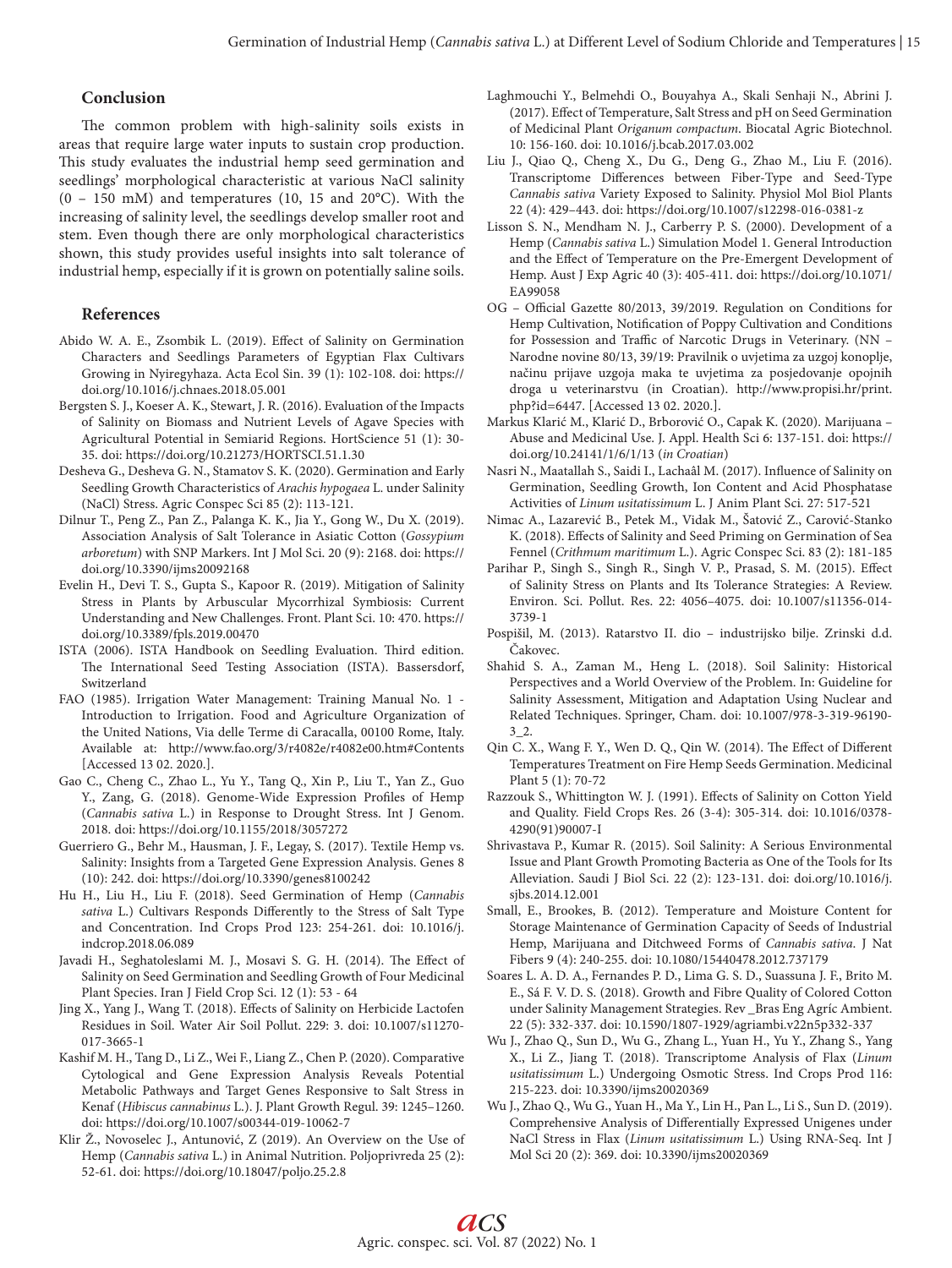## Conclusion

The common problem with high-salinity soils exists in areas that require large water inputs to sustain crop production. This study evaluates the industrial hemp seed germination and seedlings' morphological characteristic at various NaCl salinity (0 – 150 mM) and temperatures (10, 15 and 20°C). With the increasing of salinity level, the seedlings develop smaller root and stem. Even though there are only morphological characteristics shown, this study provides useful insights into salt tolerance of industrial hemp, especially if it is grown on potentially saline soils.

## References

Abido W. A. E., Zsombik L. (2019). Effect of Salinity on Germination Characters and Seedlings Parameters of Egyptian Flax Cultivars Growing in Nyiregyhaza. Acta Ecol Sin. 39 (1): 102-108. doi: https://doi.org/10.1016/j.chnaes.2018.05.001

Bergsten S. J., Koeser A. K., Stewart, J. R. (2016). Evaluation of the Impacts of Salinity on Biomass and Nutrient Levels of Agave Species with Agricultural Potential in Semiarid Regions. HortScience 51 (1): 30-35. doi: https://doi.org/10.21273/HORTSCI.51.1.30

Desheva G., Desheva G. N., Stamatov S. K. (2020). Germination and Early Seedling Growth Characteristics of *Arachis hypogaea* L. under Salinity (NaCl) Stress. Agric Conspec Sci 85 (2): 113-121.

Dilnur T., Peng Z., Pan Z., Palanga K. K., Jia Y., Gong W., Du X. (2019). Association Analysis of Salt Tolerance in Asiatic Cotton (*Gossypium arboretum*) with SNP Markers. Int J Mol Sci. 20 (9): 2168. doi: https://doi.org/10.3390/ijms20092168

Evelin H., Devi T. S., Gupta S., Kapoor R. (2019). Mitigation of Salinity Stress in Plants by Arbuscular Mycorrhizal Symbiosis: Current Understanding and New Challenges. Front. Plant Sci. 10: 470. https://doi.org/10.3389/fpls.2019.00470

ISTA (2006). ISTA Handbook on Seedling Evaluation. Third edition. The International Seed Testing Association (ISTA). Bassersdorf, Switzerland

FAO (1985). Irrigation Water Management: Training Manual No. 1 - Introduction to Irrigation. Food and Agriculture Organization of the United Nations, Via delle Terme di Caracalla, 00100 Rome, Italy. Available at: http://www.fao.org/3/r4082e/r4082e00.htm#Contents [Accessed 13 02. 2020.].

Gao C., Cheng C., Zhao L., Yu Y., Tang Q., Xin P., Liu T., Yan Z., Guo Y., Zang, G. (2018). Genome-Wide Expression Profiles of Hemp (*Cannabis sativa* L.) in Response to Drought Stress. Int J Genom. 2018. doi: https://doi.org/10.1155/2018/3057272

Guerriero G., Behr M., Hausman, J. F., Legay, S. (2017). Textile Hemp vs. Salinity: Insights from a Targeted Gene Expression Analysis. Genes 8 (10): 242. doi: https://doi.org/10.3390/genes8100242

Hu H., Liu H., Liu F. (2018). Seed Germination of Hemp (*Cannabis sativa* L.) Cultivars Responds Differently to the Stress of Salt Type and Concentration. Ind Crops Prod 123: 254-261. doi: 10.1016/j.indcrop.2018.06.089

Javadi H., Seghatoleslami M. J., Mosavi S. G. H. (2014). The Effect of Salinity on Seed Germination and Seedling Growth of Four Medicinal Plant Species. Iran J Field Crop Sci. 12 (1): 53 - 64

Jing X., Yang J., Wang T. (2018). Effects of Salinity on Herbicide Lactofen Residues in Soil. Water Air Soil Pollut. 229: 3. doi: 10.1007/s11270-017-3665-1

Kashif M. H., Tang D., Li Z., Wei F., Liang Z., Chen P. (2020). Comparative Cytological and Gene Expression Analysis Reveals Potential Metabolic Pathways and Target Genes Responsive to Salt Stress in Kenaf (*Hibiscus cannabinus* L.). J. Plant Growth Regul. 39: 1245–1260. doi: https://doi.org/10.1007/s00344-019-10062-7

Klir Ž., Novoselec J., Antunović, Z (2019). An Overview on the Use of Hemp (*Cannabis sativa* L.) in Animal Nutrition. Poljoprivreda 25 (2): 52-61. doi: https://doi.org/10.18047/poljo.25.2.8

Laghmouchi Y., Belmehdi O., Bouyahya A., Skali Senhaji N., Abrini J. (2017). Effect of Temperature, Salt Stress and pH on Seed Germination of Medicinal Plant *Origanum compactum*. Biocatal Agric Biotechnol. 10: 156-160. doi: 10.1016/j.bcab.2017.03.002

Liu J., Qiao Q., Cheng X., Du G., Deng G., Zhao M., Liu F. (2016). Transcriptome Differences between Fiber-Type and Seed-Type *Cannabis sativa* Variety Exposed to Salinity. Physiol Mol Biol Plants 22 (4): 429–443. doi: https://doi.org/10.1007/s12298-016-0381-z

Lisson S. N., Mendham N. J., Carberry P. S. (2000). Development of a Hemp (*Cannabis sativa* L.) Simulation Model 1. General Introduction and the Effect of Temperature on the Pre-Emergent Development of Hemp. Aust J Exp Agric 40 (3): 405-411. doi: https://doi.org/10.1071/EA99058

OG – Official Gazette 80/2013, 39/2019. Regulation on Conditions for Hemp Cultivation, Notification of Poppy Cultivation and Conditions for Possession and Traffic of Narcotic Drugs in Veterinary. (NN – Narodne novine 80/13, 39/19: Pravilnik o uvjetima za uzgoj konoplje, načinu prijave uzgoja maka te uvjetima za posjedovanje opojnih droga u veterinarstvu (in Croatian). http://www.propisi.hr/print.php?id=6447. [Accessed 13 02. 2020.].

Markus Klarić M., Klarić D., Brborović O., Capak K. (2020). Marijuana – Abuse and Medicinal Use. J. Appl. Health Sci 6: 137-151. doi: https://doi.org/10.24141/1/6/1/13 (*in Croatian*)

Nasri N., Maatallah S., Saidi I., Lachaâl M. (2017). Influence of Salinity on Germination, Seedling Growth, Ion Content and Acid Phosphatase Activities of *Linum usitatissimum* L. J Anim Plant Sci. 27: 517-521

Nimac A., Lazarević B., Petek M., Vidak M., Šatović Z., Carović-Stanko K. (2018). Effects of Salinity and Seed Priming on Germination of Sea Fennel (*Crithmum maritimum* L.). Agric Conspec Sci. 83 (2): 181-185

Parihar P., Singh S., Singh R., Singh V. P., Prasad, S. M. (2015). Effect of Salinity Stress on Plants and Its Tolerance Strategies: A Review. Environ. Sci. Pollut. Res. 22: 4056–4075. doi: 10.1007/s11356-014-3739-1

Pospišil, M. (2013). Ratarstvo II. dio – industrijsko bilje. Zrinski d.d. Čakovec.

Shahid S. A., Zaman M., Heng L. (2018). Soil Salinity: Historical Perspectives and a World Overview of the Problem. In: Guideline for Salinity Assessment, Mitigation and Adaptation Using Nuclear and Related Techniques. Springer, Cham. doi: 10.1007/978-3-319-96190-3_2.

Qin C. X., Wang F. Y., Wen D. Q., Qin W. (2014). The Effect of Different Temperatures Treatment on Fire Hemp Seeds Germination. Medicinal Plant 5 (1): 70-72

Razzouk S., Whittington W. J. (1991). Effects of Salinity on Cotton Yield and Quality. Field Crops Res. 26 (3-4): 305-314. doi: 10.1016/0378-4290(91)90007-I

Shrivastava P., Kumar R. (2015). Soil Salinity: A Serious Environmental Issue and Plant Growth Promoting Bacteria as One of the Tools for Its Alleviation. Saudi J Biol Sci. 22 (2): 123-131. doi: doi.org/10.1016/j.sjbs.2014.12.001

Small, E., Brookes, B. (2012). Temperature and Moisture Content for Storage Maintenance of Germination Capacity of Seeds of Industrial Hemp, Marijuana and Ditchweed Forms of *Cannabis sativa*. J Nat Fibers 9 (4): 240-255. doi: 10.1080/15440478.2012.737179

Soares L. A. D. A., Fernandes P. D., Lima G. S. D., Suassuna J. F., Brito M. E., Sá F. V. D. S. (2018). Growth and Fibre Quality of Colored Cotton under Salinity Management Strategies. Rev _Bras Eng Agríc Ambient. 22 (5): 332-337. doi: 10.1590/1807-1929/agriambi.v22n5p332-337

Wu J., Zhao Q., Sun D., Wu G., Zhang L., Yuan H., Yu Y., Zhang S., Yang X., Li Z., Jiang T. (2018). Transcriptome Analysis of Flax (*Linum usitatissimum* L.) Undergoing Osmotic Stress. Ind Crops Prod 116: 215-223. doi: 10.3390/ijms20020369

Wu J., Zhao Q., Wu G., Yuan H., Ma Y., Lin H., Pan L., Li S., Sun D. (2019). Comprehensive Analysis of Differentially Expressed Unigenes under NaCl Stress in Flax (*Linum usitatissimum* L.) Using RNA-Seq. Int J Mol Sci 20 (2): 369. doi: 10.3390/ijms20020369